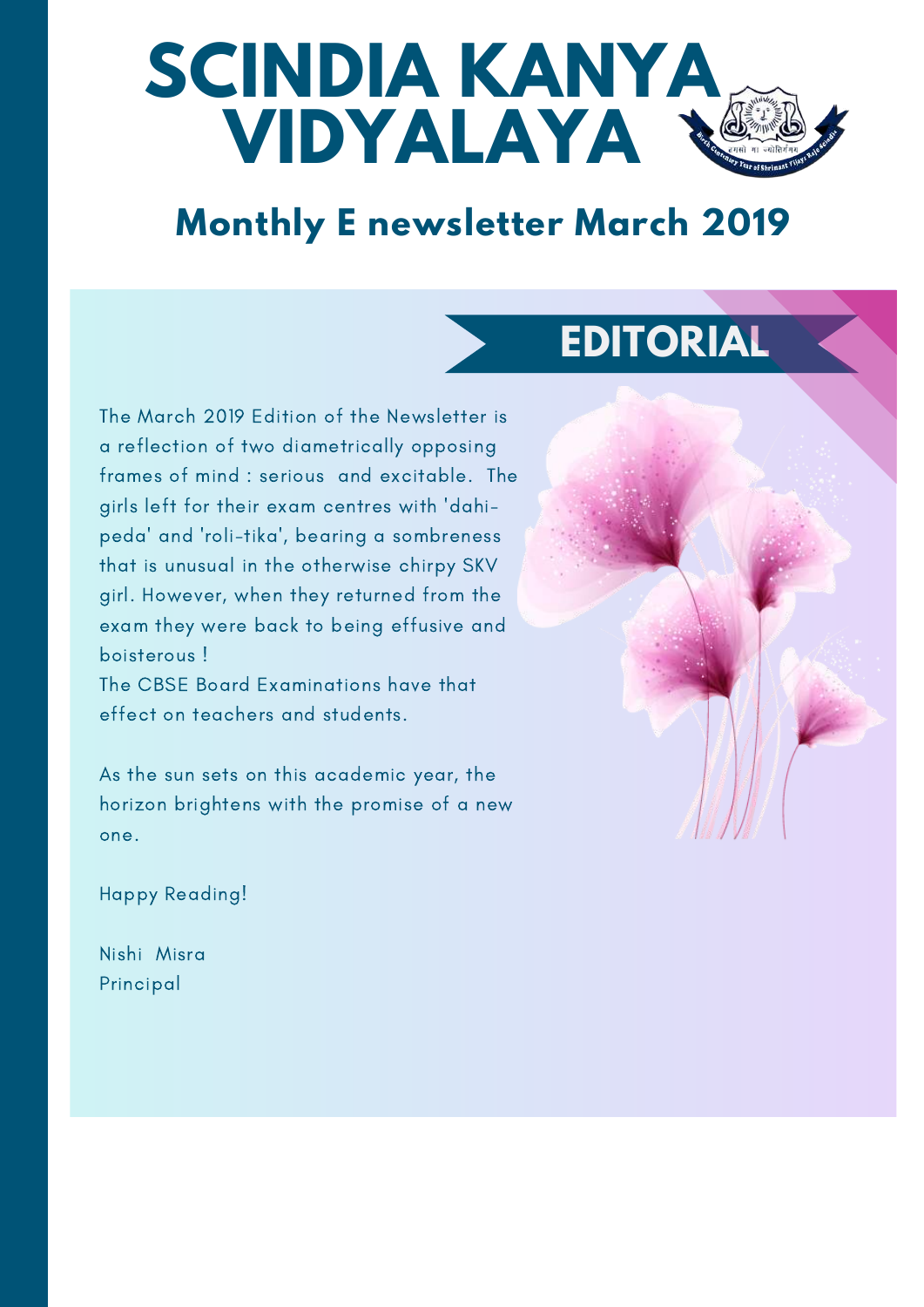# SCINDIA KANYA VIDYALAYA

## Monthly E newsletter March 2019

### EDITORIAL

The March 2019 Edition of the Newsletter is a reflection of two diametrically opposing frames of mind : serious and excitable. The girls left for their exam centres with 'dahi-peda' and 'roli-tika', bearing a sombreness that is unusual in the otherwise chirpy SKV girl. However, when they returned from the exam they were back to being effusive and boisterous !

The CBSE Board Examinations have that effect on teachers and students.

As the sun sets on this academic year, the horizon brightens with the promise of a new one.

Happy Reading!

Nishi Misra
Principal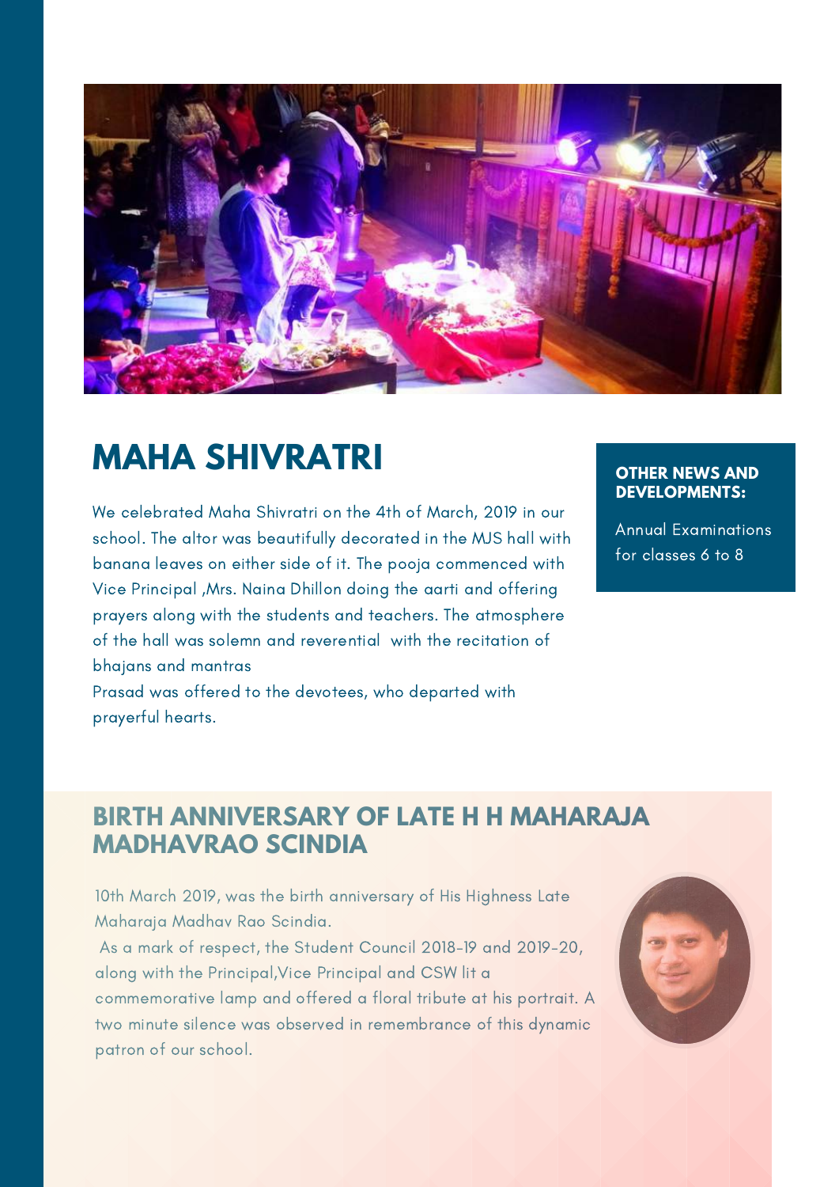## MAHA SHIVRATRI

We celebrated Maha Shivratri on the 4th of March, 2019 in our school. The altor was beautifully decorated in the MJS hall with banana leaves on either side of it. The pooja commenced with Vice Principal ,Mrs. Naina Dhillon doing the aarti and offering prayers along with the students and teachers. The atmosphere of the hall was solemn and reverential with the recitation of bhajans and mantras
Prasad was offered to the devotees, who departed with prayerful hearts.

**OTHER NEWS AND DEVELOPMENTS:**

Annual Examinations for classes 6 to 8

## BIRTH ANNIVERSARY OF LATE H H MAHARAJA MADHAVRAO SCINDIA

10th March 2019, was the birth anniversary of His Highness Late Maharaja Madhav Rao Scindia.
As a mark of respect, the Student Council 2018-19 and 2019-20, along with the Principal,Vice Principal and CSW lit a commemorative lamp and offered a floral tribute at his portrait. A two minute silence was observed in remembrance of this dynamic patron of our school.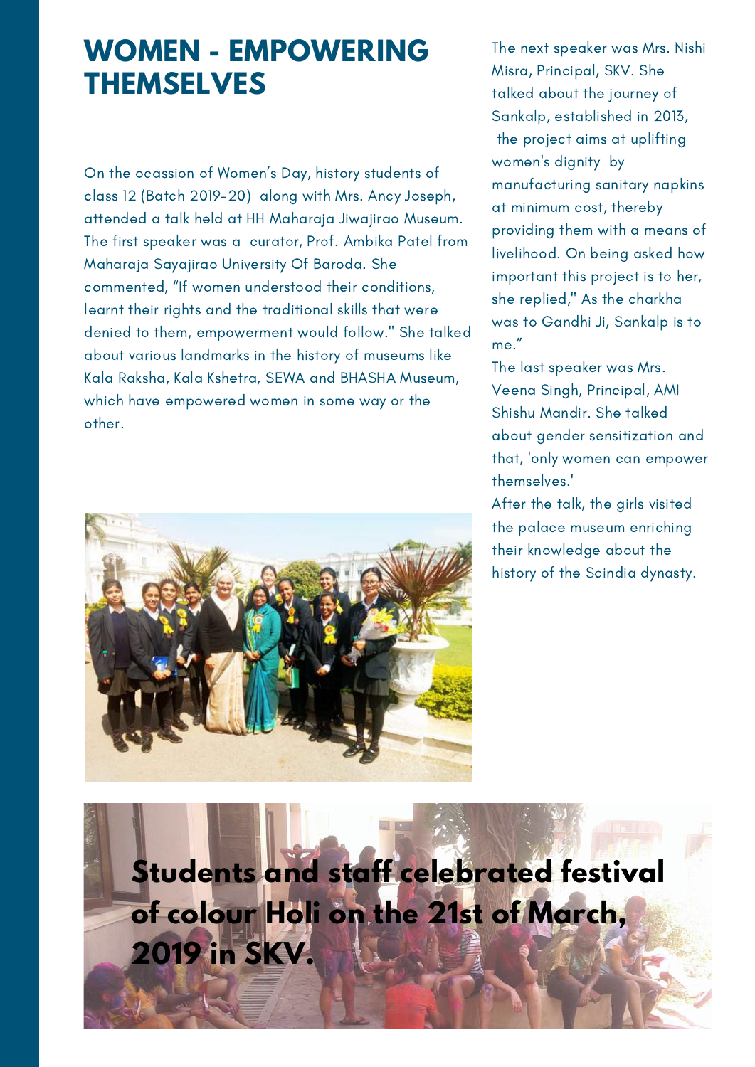# WOMEN - EMPOWERING THEMSELVES

On the ocassion of Women's Day, history students of class 12 (Batch 2019-20) along with Mrs. Ancy Joseph, attended a talk held at HH Maharaja Jiwajirao Museum. The first speaker was a curator, Prof. Ambika Patel from Maharaja Sayajirao University Of Baroda. She commented, "If women understood their conditions, learnt their rights and the traditional skills that were denied to them, empowerment would follow." She talked about various landmarks in the history of museums like Kala Raksha, Kala Kshetra, SEWA and BHASHA Museum, which have empowered women in some way or the other.

The next speaker was Mrs. Nishi Misra, Principal, SKV. She talked about the journey of Sankalp, established in 2013, the project aims at uplifting women's dignity by manufacturing sanitary napkins at minimum cost, thereby providing them with a means of livelihood. On being asked how important this project is to her, she replied," As the charkha was to Gandhi Ji, Sankalp is to me."

The last speaker was Mrs. Veena Singh, Principal, AMI Shishu Mandir. She talked about gender sensitization and that, 'only women can empower themselves.'

After the talk, the girls visited the palace museum enriching their knowledge about the history of the Scindia dynasty.

**Students and staff celebrated festival of colour Holi on the 21st of March, 2019 in SKV.**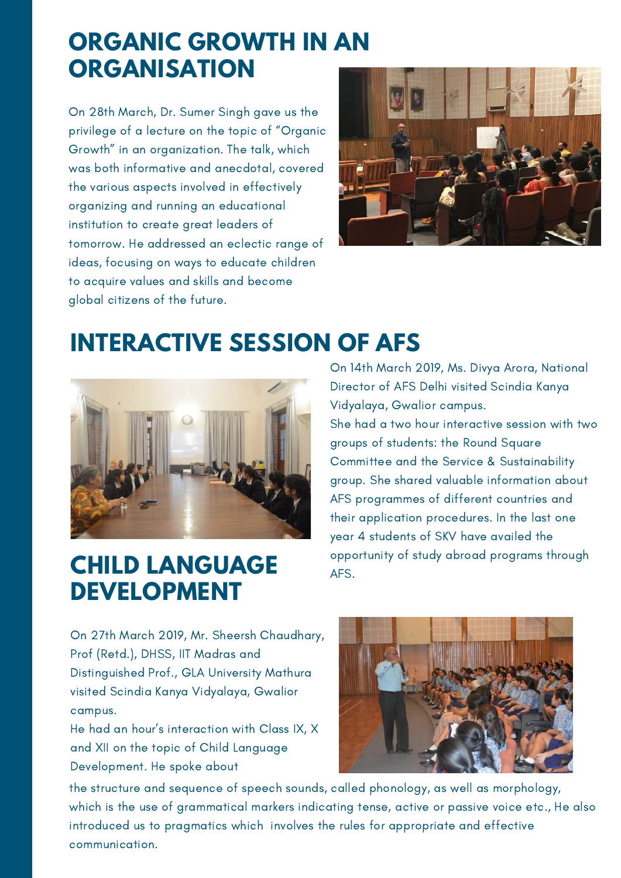## ORGANIC GROWTH IN AN ORGANISATION

On 28th March, Dr. Sumer Singh gave us the privilege of a lecture on the topic of "Organic Growth" in an organization. The talk, which was both informative and anecdotal, covered the various aspects involved in effectively organizing and running an educational institution to create great leaders of tomorrow. He addressed an eclectic range of ideas, focusing on ways to educate children to acquire values and skills and become global citizens of the future.

## INTERACTIVE SESSION OF AFS

On 14th March 2019, Ms. Divya Arora, National Director of AFS Delhi visited Scindia Kanya Vidyalaya, Gwalior campus.

She had a two hour interactive session with two groups of students: the Round Square Committee and the Service & Sustainability group. She shared valuable information about AFS programmes of different countries and their application procedures. In the last one year 4 students of SKV have availed the opportunity of study abroad programs through AFS.

## CHILD LANGUAGE DEVELOPMENT

On 27th March 2019, Mr. Sheersh Chaudhary, Prof (Retd.), DHSS, IIT Madras and Distinguished Prof., GLA University Mathura visited Scindia Kanya Vidyalaya, Gwalior campus.

He had an hour's interaction with Class IX, X and XII on the topic of Child Language Development. He spoke about the structure and sequence of speech sounds, called phonology, as well as morphology, which is the use of grammatical markers indicating tense, active or passive voice etc., He also introduced us to pragmatics which involves the rules for appropriate and effective communication.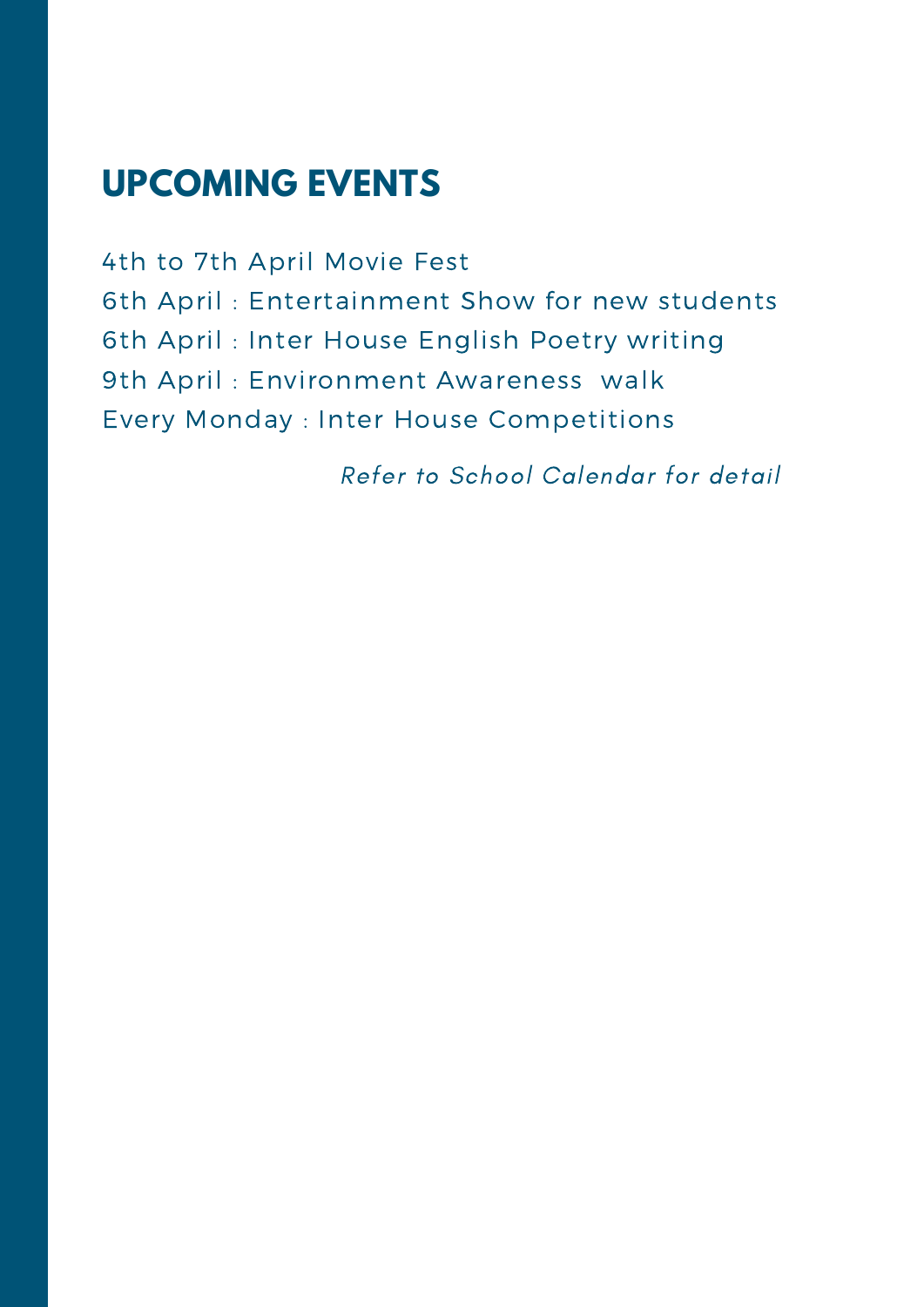## UPCOMING EVENTS

4th to 7th April Movie Fest
6th April : Entertainment Show for new students
6th April : Inter House English Poetry writing
9th April : Environment Awareness walk
Every Monday : Inter House Competitions

*Refer to School Calendar for detail*